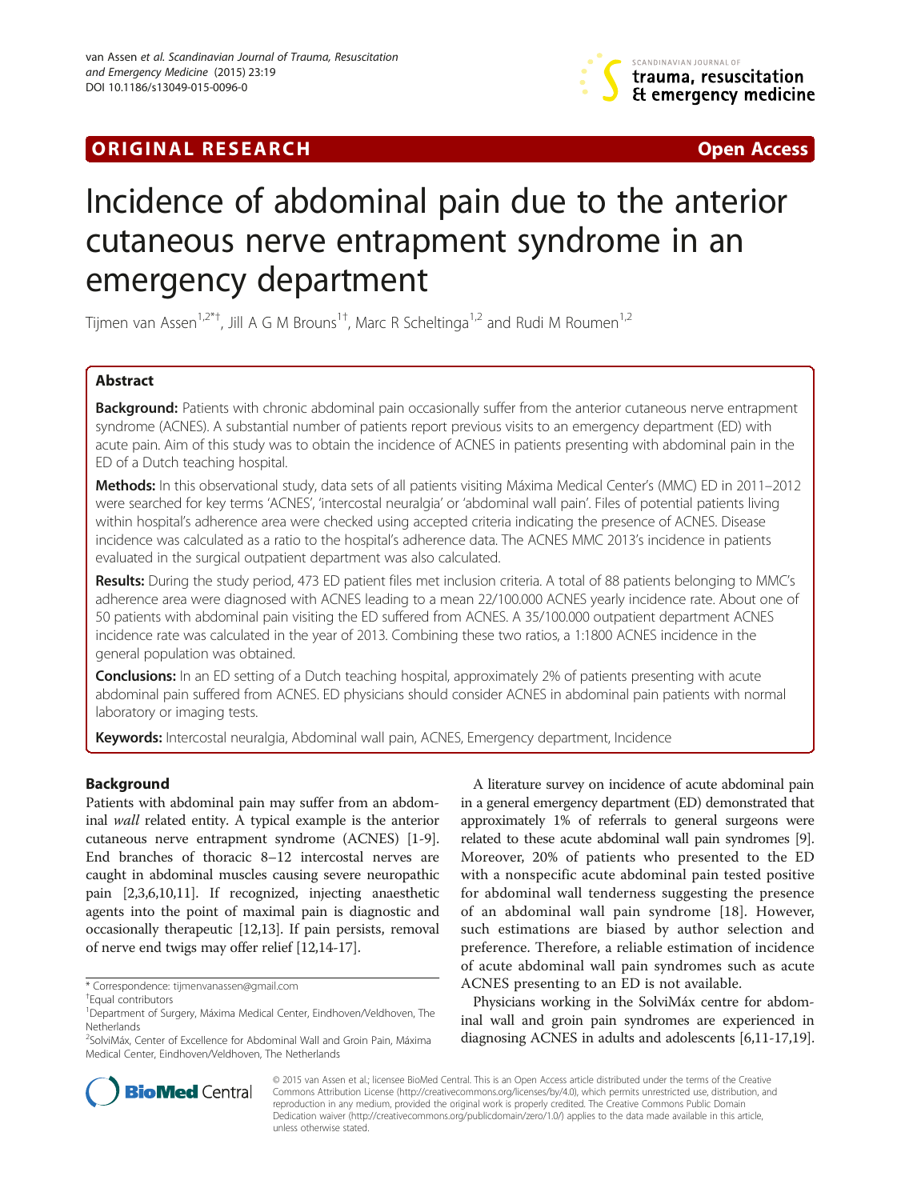ORIGINAL RESEARCH

Open Access

# Incidence of abdominal pain due to the anterior cutaneous nerve entrapment syndrome in an emergency department

Tijmen van Assen[1,2*†], Jill A G M Brouns[1†], Marc R Scheltinga[1,2] and Rudi M Roumen[1,2]

## Abstract

**Background:** Patients with chronic abdominal pain occasionally suffer from the anterior cutaneous nerve entrapment syndrome (ACNES). A substantial number of patients report previous visits to an emergency department (ED) with acute pain. Aim of this study was to obtain the incidence of ACNES in patients presenting with abdominal pain in the ED of a Dutch teaching hospital.

**Methods:** In this observational study, data sets of all patients visiting Máxima Medical Center's (MMC) ED in 2011–2012 were searched for key terms 'ACNES', 'intercostal neuralgia' or 'abdominal wall pain'. Files of potential patients living within hospital's adherence area were checked using accepted criteria indicating the presence of ACNES. Disease incidence was calculated as a ratio to the hospital's adherence data. The ACNES MMC 2013's incidence in patients evaluated in the surgical outpatient department was also calculated.

**Results:** During the study period, 473 ED patient files met inclusion criteria. A total of 88 patients belonging to MMC's adherence area were diagnosed with ACNES leading to a mean 22/100.000 ACNES yearly incidence rate. About one of 50 patients with abdominal pain visiting the ED suffered from ACNES. A 35/100.000 outpatient department ACNES incidence rate was calculated in the year of 2013. Combining these two ratios, a 1:1800 ACNES incidence in the general population was obtained.

**Conclusions:** In an ED setting of a Dutch teaching hospital, approximately 2% of patients presenting with acute abdominal pain suffered from ACNES. ED physicians should consider ACNES in abdominal pain patients with normal laboratory or imaging tests.

**Keywords:** Intercostal neuralgia, Abdominal wall pain, ACNES, Emergency department, Incidence

## Background

Patients with abdominal pain may suffer from an abdominal *wall* related entity. A typical example is the anterior cutaneous nerve entrapment syndrome (ACNES) [1-9]. End branches of thoracic 8–12 intercostal nerves are caught in abdominal muscles causing severe neuropathic pain [2,3,6,10,11]. If recognized, injecting anaesthetic agents into the point of maximal pain is diagnostic and occasionally therapeutic [12,13]. If pain persists, removal of nerve end twigs may offer relief [12,14-17].

A literature survey on incidence of acute abdominal pain in a general emergency department (ED) demonstrated that approximately 1% of referrals to general surgeons were related to these acute abdominal wall pain syndromes [9]. Moreover, 20% of patients who presented to the ED with a nonspecific acute abdominal pain tested positive for abdominal wall tenderness suggesting the presence of an abdominal wall pain syndrome [18]. However, such estimations are biased by author selection and preference. Therefore, a reliable estimation of incidence of acute abdominal wall pain syndromes such as acute ACNES presenting to an ED is not available.

Physicians working in the SolviMáx centre for abdominal wall and groin pain syndromes are experienced in diagnosing ACNES in adults and adolescents [6,11-17,19].

\* Correspondence: tijmenvanassen@gmail.com

†Equal contributors

[1]Department of Surgery, Máxima Medical Center, Eindhoven/Veldhoven, The Netherlands

[2]SolviMáx, Center of Excellence for Abdominal Wall and Groin Pain, Máxima Medical Center, Eindhoven/Veldhoven, The Netherlands

© 2015 van Assen et al.; licensee BioMed Central. This is an Open Access article distributed under the terms of the Creative Commons Attribution License (http://creativecommons.org/licenses/by/4.0), which permits unrestricted use, distribution, and reproduction in any medium, provided the original work is properly credited. The Creative Commons Public Domain Dedication waiver (http://creativecommons.org/publicdomain/zero/1.0/) applies to the data made available in this article, unless otherwise stated.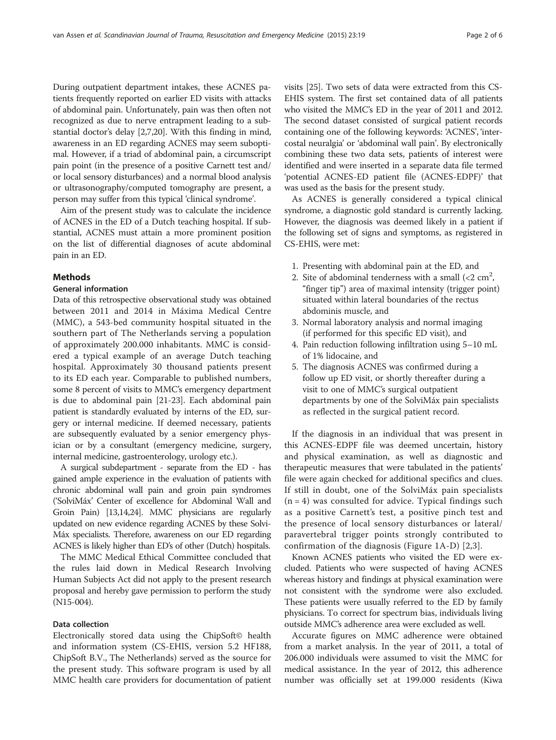During outpatient department intakes, these ACNES patients frequently reported on earlier ED visits with attacks of abdominal pain. Unfortunately, pain was then often not recognized as due to nerve entrapment leading to a substantial doctor's delay [2,7,20]. With this finding in mind, awareness in an ED regarding ACNES may seem suboptimal. However, if a triad of abdominal pain, a circumscript pain point (in the presence of a positive Carnett test and/or local sensory disturbances) and a normal blood analysis or ultrasonography/computed tomography are present, a person may suffer from this typical 'clinical syndrome'.

Aim of the present study was to calculate the incidence of ACNES in the ED of a Dutch teaching hospital. If substantial, ACNES must attain a more prominent position on the list of differential diagnoses of acute abdominal pain in an ED.

## Methods

### General information

Data of this retrospective observational study was obtained between 2011 and 2014 in Máxima Medical Centre (MMC), a 543-bed community hospital situated in the southern part of The Netherlands serving a population of approximately 200.000 inhabitants. MMC is considered a typical example of an average Dutch teaching hospital. Approximately 30 thousand patients present to its ED each year. Comparable to published numbers, some 8 percent of visits to MMC's emergency department is due to abdominal pain [21-23]. Each abdominal pain patient is standardly evaluated by interns of the ED, surgery or internal medicine. If deemed necessary, patients are subsequently evaluated by a senior emergency physician or by a consultant (emergency medicine, surgery, internal medicine, gastroenterology, urology etc.).

A surgical subdepartment - separate from the ED - has gained ample experience in the evaluation of patients with chronic abdominal wall pain and groin pain syndromes ('SolviMáx' Center of excellence for Abdominal Wall and Groin Pain) [13,14,24]. MMC physicians are regularly updated on new evidence regarding ACNES by these SolviMáx specialists. Therefore, awareness on our ED regarding ACNES is likely higher than ED's of other (Dutch) hospitals.

The MMC Medical Ethical Committee concluded that the rules laid down in Medical Research Involving Human Subjects Act did not apply to the present research proposal and hereby gave permission to perform the study (N15-004).

### Data collection

Electronically stored data using the ChipSoft© health and information system (CS-EHIS, version 5.2 HF188, ChipSoft B.V., The Netherlands) served as the source for the present study. This software program is used by all MMC health care providers for documentation of patient visits [25]. Two sets of data were extracted from this CS-EHIS system. The first set contained data of all patients who visited the MMC's ED in the year of 2011 and 2012. The second dataset consisted of surgical patient records containing one of the following keywords: 'ACNES', 'intercostal neuralgia' or 'abdominal wall pain'. By electronically combining these two data sets, patients of interest were identified and were inserted in a separate data file termed 'potential ACNES-ED patient file (ACNES-EDPF)' that was used as the basis for the present study.

As ACNES is generally considered a typical clinical syndrome, a diagnostic gold standard is currently lacking. However, the diagnosis was deemed likely in a patient if the following set of signs and symptoms, as registered in CS-EHIS, were met:

1. Presenting with abdominal pain at the ED, and
2. Site of abdominal tenderness with a small (<2 $cm^2$, "finger tip") area of maximal intensity (trigger point) situated within lateral boundaries of the rectus abdominis muscle, and
3. Normal laboratory analysis and normal imaging (if performed for this specific ED visit), and
4. Pain reduction following infiltration using 5–10 mL of 1% lidocaine, and
5. The diagnosis ACNES was confirmed during a follow up ED visit, or shortly thereafter during a visit to one of MMC's surgical outpatient departments by one of the SolviMáx pain specialists as reflected in the surgical patient record.

If the diagnosis in an individual that was present in this ACNES-EDPF file was deemed uncertain, history and physical examination, as well as diagnostic and therapeutic measures that were tabulated in the patients' file were again checked for additional specifics and clues. If still in doubt, one of the SolviMáx pain specialists (n = 4) was consulted for advice. Typical findings such as a positive Carnett's test, a positive pinch test and the presence of local sensory disturbances or lateral/paravertebral trigger points strongly contributed to confirmation of the diagnosis (Figure 1A-D) [2,3].

Known ACNES patients who visited the ED were excluded. Patients who were suspected of having ACNES whereas history and findings at physical examination were not consistent with the syndrome were also excluded. These patients were usually referred to the ED by family physicians. To correct for spectrum bias, individuals living outside MMC's adherence area were excluded as well.

Accurate figures on MMC adherence were obtained from a market analysis. In the year of 2011, a total of 206.000 individuals were assumed to visit the MMC for medical assistance. In the year of 2012, this adherence number was officially set at 199.000 residents (Kiwa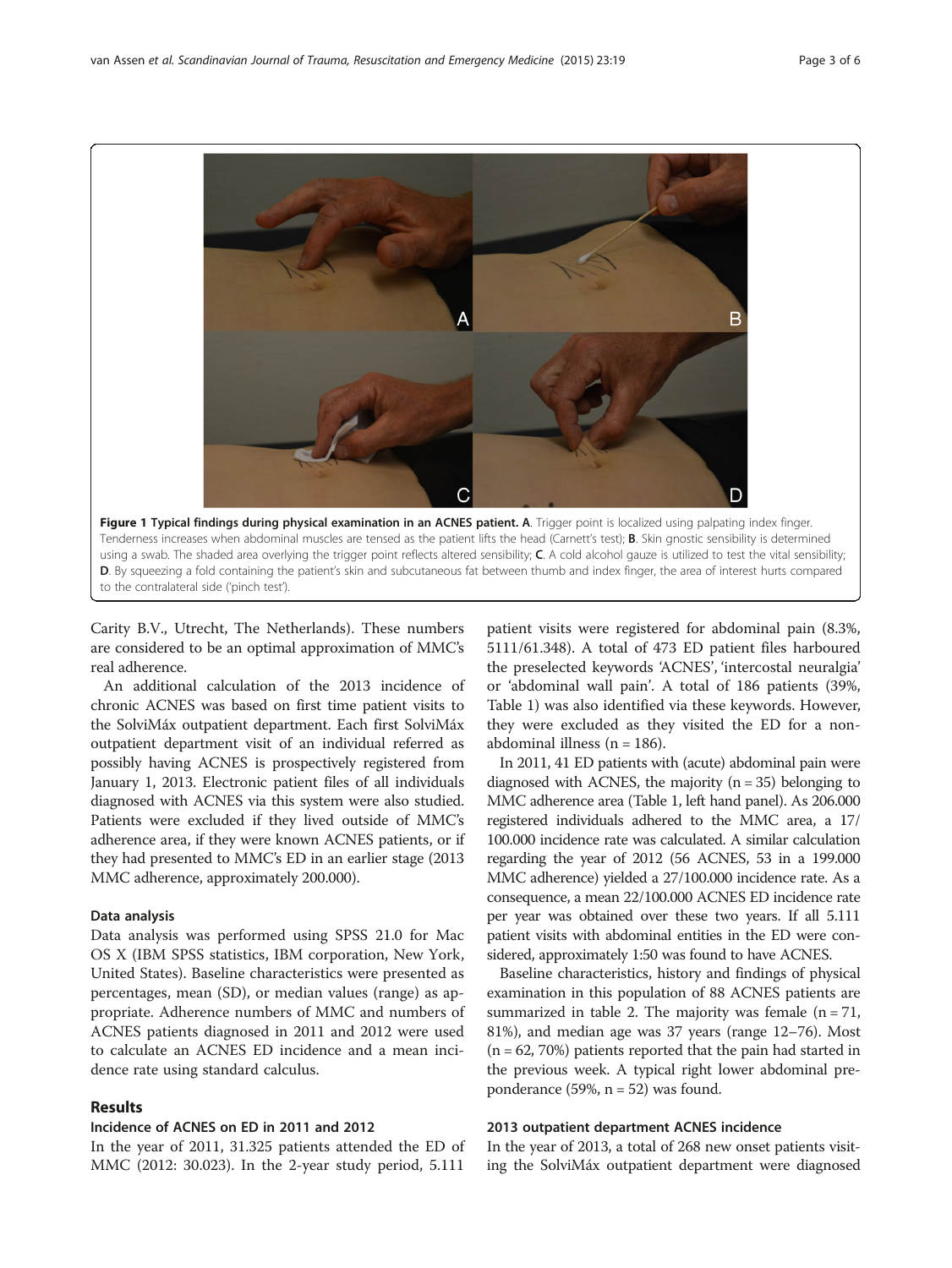**Figure 1 Typical findings during physical examination in an ACNES patient. A**. Trigger point is localized using palpating index finger. Tenderness increases when abdominal muscles are tensed as the patient lifts the head (Carnett's test); **B**. Skin gnostic sensibility is determined using a swab. The shaded area overlying the trigger point reflects altered sensibility; **C**. A cold alcohol gauze is utilized to test the vital sensibility; **D**. By squeezing a fold containing the patient's skin and subcutaneous fat between thumb and index finger, the area of interest hurts compared to the contralateral side ('pinch test').

Carity B.V., Utrecht, The Netherlands). These numbers are considered to be an optimal approximation of MMC's real adherence.

An additional calculation of the 2013 incidence of chronic ACNES was based on first time patient visits to the SolviMáx outpatient department. Each first SolviMáx outpatient department visit of an individual referred as possibly having ACNES is prospectively registered from January 1, 2013. Electronic patient files of all individuals diagnosed with ACNES via this system were also studied. Patients were excluded if they lived outside of MMC's adherence area, if they were known ACNES patients, or if they had presented to MMC's ED in an earlier stage (2013 MMC adherence, approximately 200.000).

#### Data analysis

Data analysis was performed using SPSS 21.0 for Mac OS X (IBM SPSS statistics, IBM corporation, New York, United States). Baseline characteristics were presented as percentages, mean (SD), or median values (range) as appropriate. Adherence numbers of MMC and numbers of ACNES patients diagnosed in 2011 and 2012 were used to calculate an ACNES ED incidence and a mean incidence rate using standard calculus.

## Results

#### Incidence of ACNES on ED in 2011 and 2012

In the year of 2011, 31.325 patients attended the ED of MMC (2012: 30.023). In the 2-year study period, 5.111 patient visits were registered for abdominal pain (8.3%, 5111/61.348). A total of 473 ED patient files harboured the preselected keywords 'ACNES', 'intercostal neuralgia' or 'abdominal wall pain'. A total of 186 patients (39%, Table 1) was also identified via these keywords. However, they were excluded as they visited the ED for a non-abdominal illness (n = 186).

In 2011, 41 ED patients with (acute) abdominal pain were diagnosed with ACNES, the majority (n = 35) belonging to MMC adherence area (Table 1, left hand panel). As 206.000 registered individuals adhered to the MMC area, a 17/100.000 incidence rate was calculated. A similar calculation regarding the year of 2012 (56 ACNES, 53 in a 199.000 MMC adherence) yielded a 27/100.000 incidence rate. As a consequence, a mean 22/100.000 ACNES ED incidence rate per year was obtained over these two years. If all 5.111 patient visits with abdominal entities in the ED were considered, approximately 1:50 was found to have ACNES.

Baseline characteristics, history and findings of physical examination in this population of 88 ACNES patients are summarized in table 2. The majority was female (n = 71, 81%), and median age was 37 years (range 12–76). Most (n = 62, 70%) patients reported that the pain had started in the previous week. A typical right lower abdominal preponderance (59%, n = 52) was found.

#### 2013 outpatient department ACNES incidence

In the year of 2013, a total of 268 new onset patients visiting the SolviMáx outpatient department were diagnosed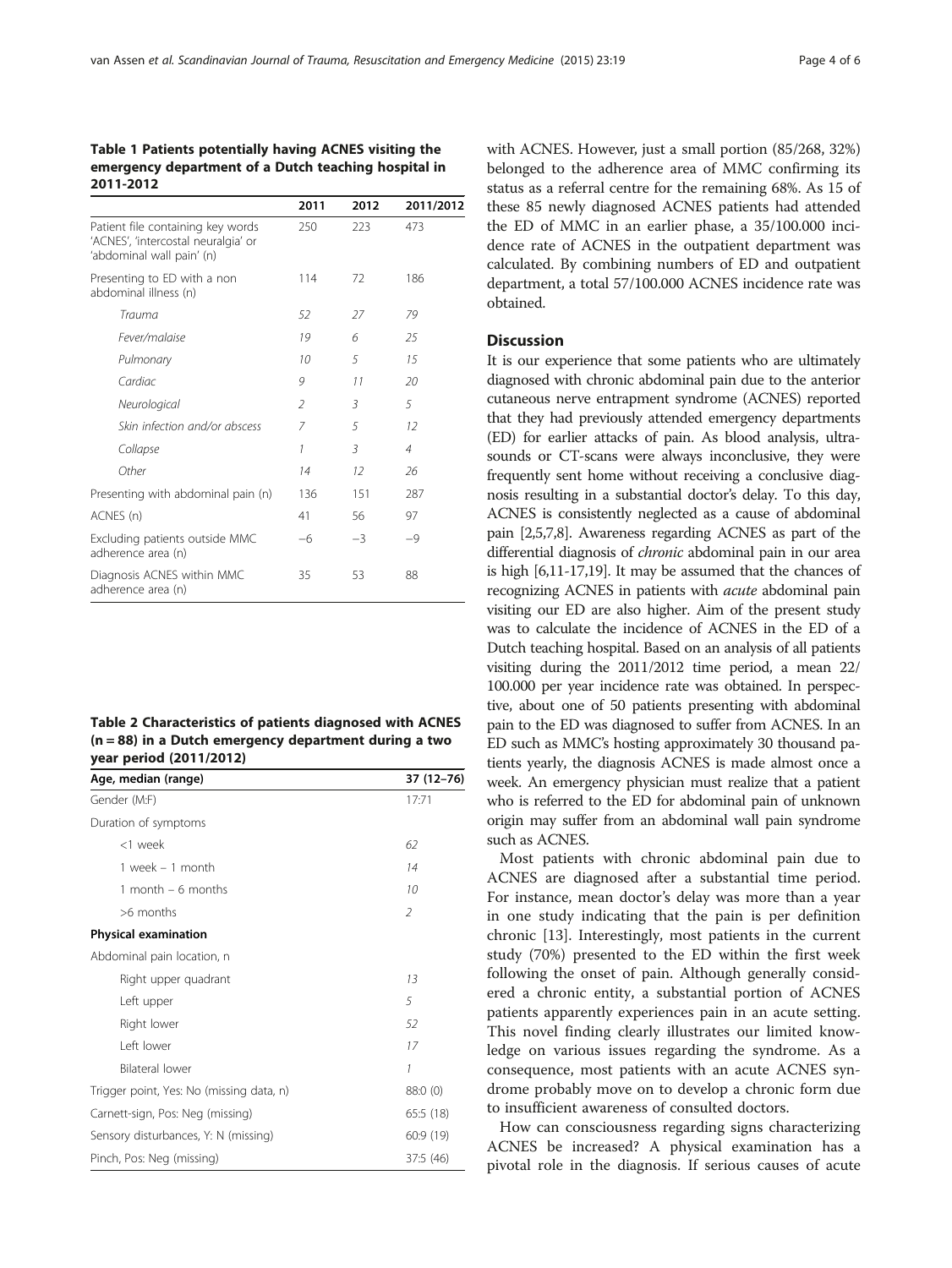**Table 1 Patients potentially having ACNES visiting the emergency department of a Dutch teaching hospital in 2011-2012**

| | 2011 | 2012 | 2011/2012 |
|---|---|---|---|
| Patient file containing key words 'ACNES', 'intercostal neuralgia' or 'abdominal wall pain' (n) | 250 | 223 | 473 |
| Presenting to ED with a non abdominal illness (n) | 114 | 72 | 186 |
| *Trauma* | *52* | *27* | *79* |
| *Fever/malaise* | *19* | *6* | *25* |
| *Pulmonary* | *10* | *5* | *15* |
| *Cardiac* | *9* | *11* | *20* |
| *Neurological* | *2* | *3* | *5* |
| *Skin infection and/or abscess* | *7* | *5* | *12* |
| *Collapse* | *1* | *3* | *4* |
| *Other* | *14* | *12* | *26* |
| Presenting with abdominal pain (n) | 136 | 151 | 287 |
| ACNES (n) | 41 | 56 | 97 |
| Excluding patients outside MMC adherence area (n) | −6 | −3 | −9 |
| Diagnosis ACNES within MMC adherence area (n) | 35 | 53 | 88 |

**Table 2 Characteristics of patients diagnosed with ACNES (n = 88) in a Dutch emergency department during a two year period (2011/2012)**

| Age, median (range) | 37 (12–76) |
|---|---|
| Gender (M:F) | 17:71 |
| Duration of symptoms | |
| <1 week | *62* |
| 1 week – 1 month | *14* |
| 1 month – 6 months | *10* |
| >6 months | *2* |
| **Physical examination** | |
| Abdominal pain location, n | |
| Right upper quadrant | *13* |
| Left upper | *5* |
| Right lower | *52* |
| Left lower | *17* |
| Bilateral lower | *1* |
| Trigger point, Yes: No (missing data, n) | 88:0 (0) |
| Carnett-sign, Pos: Neg (missing) | 65:5 (18) |
| Sensory disturbances, Y: N (missing) | 60:9 (19) |
| Pinch, Pos: Neg (missing) | 37:5 (46) |

with ACNES. However, just a small portion (85/268, 32%) belonged to the adherence area of MMC confirming its status as a referral centre for the remaining 68%. As 15 of these 85 newly diagnosed ACNES patients had attended the ED of MMC in an earlier phase, a 35/100.000 incidence rate of ACNES in the outpatient department was calculated. By combining numbers of ED and outpatient department, a total 57/100.000 ACNES incidence rate was obtained.

## Discussion

It is our experience that some patients who are ultimately diagnosed with chronic abdominal pain due to the anterior cutaneous nerve entrapment syndrome (ACNES) reported that they had previously attended emergency departments (ED) for earlier attacks of pain. As blood analysis, ultrasounds or CT-scans were always inconclusive, they were frequently sent home without receiving a conclusive diagnosis resulting in a substantial doctor's delay. To this day, ACNES is consistently neglected as a cause of abdominal pain [2,5,7,8]. Awareness regarding ACNES as part of the differential diagnosis of *chronic* abdominal pain in our area is high [6,11-17,19]. It may be assumed that the chances of recognizing ACNES in patients with *acute* abdominal pain visiting our ED are also higher. Aim of the present study was to calculate the incidence of ACNES in the ED of a Dutch teaching hospital. Based on an analysis of all patients visiting during the 2011/2012 time period, a mean 22/100.000 per year incidence rate was obtained. In perspective, about one of 50 patients presenting with abdominal pain to the ED was diagnosed to suffer from ACNES. In an ED such as MMC's hosting approximately 30 thousand patients yearly, the diagnosis ACNES is made almost once a week. An emergency physician must realize that a patient who is referred to the ED for abdominal pain of unknown origin may suffer from an abdominal wall pain syndrome such as ACNES.

Most patients with chronic abdominal pain due to ACNES are diagnosed after a substantial time period. For instance, mean doctor's delay was more than a year in one study indicating that the pain is per definition chronic [13]. Interestingly, most patients in the current study (70%) presented to the ED within the first week following the onset of pain. Although generally considered a chronic entity, a substantial portion of ACNES patients apparently experiences pain in an acute setting. This novel finding clearly illustrates our limited knowledge on various issues regarding the syndrome. As a consequence, most patients with an acute ACNES syndrome probably move on to develop a chronic form due to insufficient awareness of consulted doctors.

How can consciousness regarding signs characterizing ACNES be increased? A physical examination has a pivotal role in the diagnosis. If serious causes of acute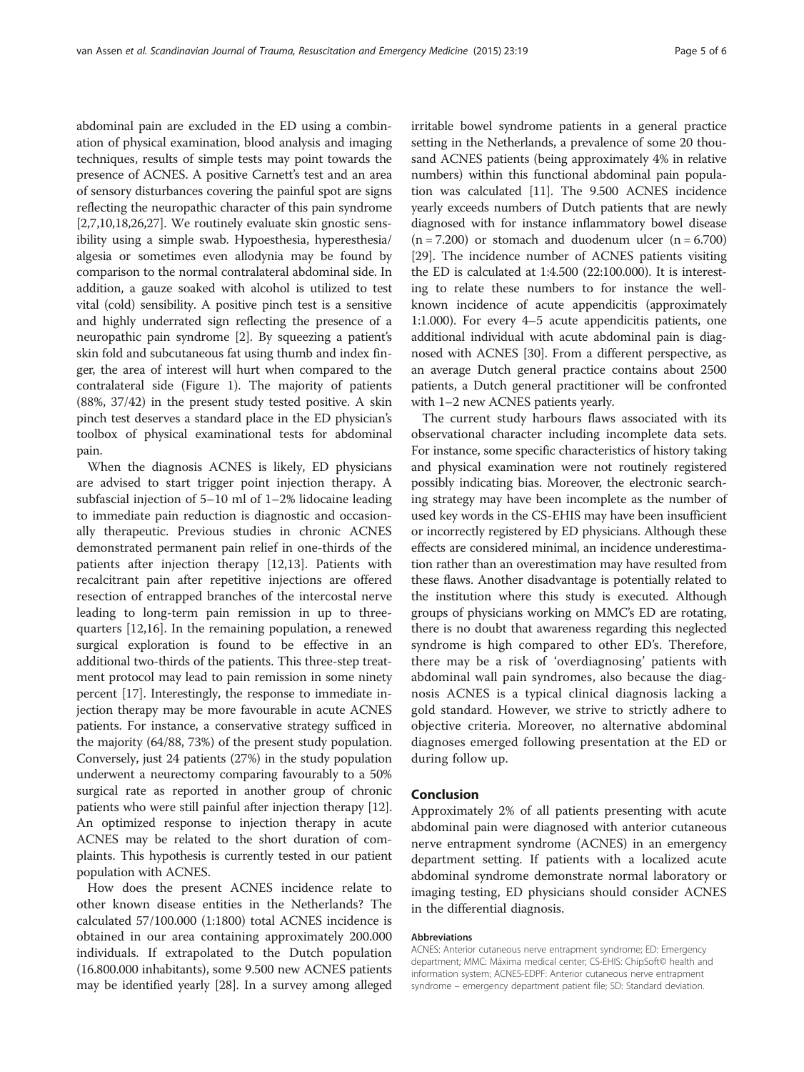abdominal pain are excluded in the ED using a combination of physical examination, blood analysis and imaging techniques, results of simple tests may point towards the presence of ACNES. A positive Carnett's test and an area of sensory disturbances covering the painful spot are signs reflecting the neuropathic character of this pain syndrome [2,7,10,18,26,27]. We routinely evaluate skin gnostic sensibility using a simple swab. Hypoesthesia, hyperesthesia/algesia or sometimes even allodynia may be found by comparison to the normal contralateral abdominal side. In addition, a gauze soaked with alcohol is utilized to test vital (cold) sensibility. A positive pinch test is a sensitive and highly underrated sign reflecting the presence of a neuropathic pain syndrome [2]. By squeezing a patient's skin fold and subcutaneous fat using thumb and index finger, the area of interest will hurt when compared to the contralateral side (Figure 1). The majority of patients (88%, 37/42) in the present study tested positive. A skin pinch test deserves a standard place in the ED physician's toolbox of physical examinational tests for abdominal pain.

When the diagnosis ACNES is likely, ED physicians are advised to start trigger point injection therapy. A subfascial injection of 5–10 ml of 1–2% lidocaine leading to immediate pain reduction is diagnostic and occasionally therapeutic. Previous studies in chronic ACNES demonstrated permanent pain relief in one-thirds of the patients after injection therapy [12,13]. Patients with recalcitrant pain after repetitive injections are offered resection of entrapped branches of the intercostal nerve leading to long-term pain remission in up to three-quarters [12,16]. In the remaining population, a renewed surgical exploration is found to be effective in an additional two-thirds of the patients. This three-step treatment protocol may lead to pain remission in some ninety percent [17]. Interestingly, the response to immediate injection therapy may be more favourable in acute ACNES patients. For instance, a conservative strategy sufficed in the majority (64/88, 73%) of the present study population. Conversely, just 24 patients (27%) in the study population underwent a neurectomy comparing favourably to a 50% surgical rate as reported in another group of chronic patients who were still painful after injection therapy [12]. An optimized response to injection therapy in acute ACNES may be related to the short duration of complaints. This hypothesis is currently tested in our patient population with ACNES.

How does the present ACNES incidence relate to other known disease entities in the Netherlands? The calculated 57/100.000 (1:1800) total ACNES incidence is obtained in our area containing approximately 200.000 individuals. If extrapolated to the Dutch population (16.800.000 inhabitants), some 9.500 new ACNES patients may be identified yearly [28]. In a survey among alleged irritable bowel syndrome patients in a general practice setting in the Netherlands, a prevalence of some 20 thousand ACNES patients (being approximately 4% in relative numbers) within this functional abdominal pain population was calculated [11]. The 9.500 ACNES incidence yearly exceeds numbers of Dutch patients that are newly diagnosed with for instance inflammatory bowel disease (n = 7.200) or stomach and duodenum ulcer (n = 6.700) [29]. The incidence number of ACNES patients visiting the ED is calculated at 1:4.500 (22:100.000). It is interesting to relate these numbers to for instance the well-known incidence of acute appendicitis (approximately 1:1.000). For every 4–5 acute appendicitis patients, one additional individual with acute abdominal pain is diagnosed with ACNES [30]. From a different perspective, as an average Dutch general practice contains about 2500 patients, a Dutch general practitioner will be confronted with 1–2 new ACNES patients yearly.

The current study harbours flaws associated with its observational character including incomplete data sets. For instance, some specific characteristics of history taking and physical examination were not routinely registered possibly indicating bias. Moreover, the electronic searching strategy may have been incomplete as the number of used key words in the CS-EHIS may have been insufficient or incorrectly registered by ED physicians. Although these effects are considered minimal, an incidence underestimation rather than an overestimation may have resulted from these flaws. Another disadvantage is potentially related to the institution where this study is executed. Although groups of physicians working on MMC's ED are rotating, there is no doubt that awareness regarding this neglected syndrome is high compared to other ED's. Therefore, there may be a risk of 'overdiagnosing' patients with abdominal wall pain syndromes, also because the diagnosis ACNES is a typical clinical diagnosis lacking a gold standard. However, we strive to strictly adhere to objective criteria. Moreover, no alternative abdominal diagnoses emerged following presentation at the ED or during follow up.

## Conclusion

Approximately 2% of all patients presenting with acute abdominal pain were diagnosed with anterior cutaneous nerve entrapment syndrome (ACNES) in an emergency department setting. If patients with a localized acute abdominal syndrome demonstrate normal laboratory or imaging testing, ED physicians should consider ACNES in the differential diagnosis.

#### Abbreviations

ACNES: Anterior cutaneous nerve entrapment syndrome; ED: Emergency department; MMC: Máxima medical center; CS-EHIS: ChipSoft© health and information system; ACNES-EDPF: Anterior cutaneous nerve entrapment syndrome – emergency department patient file; SD: Standard deviation.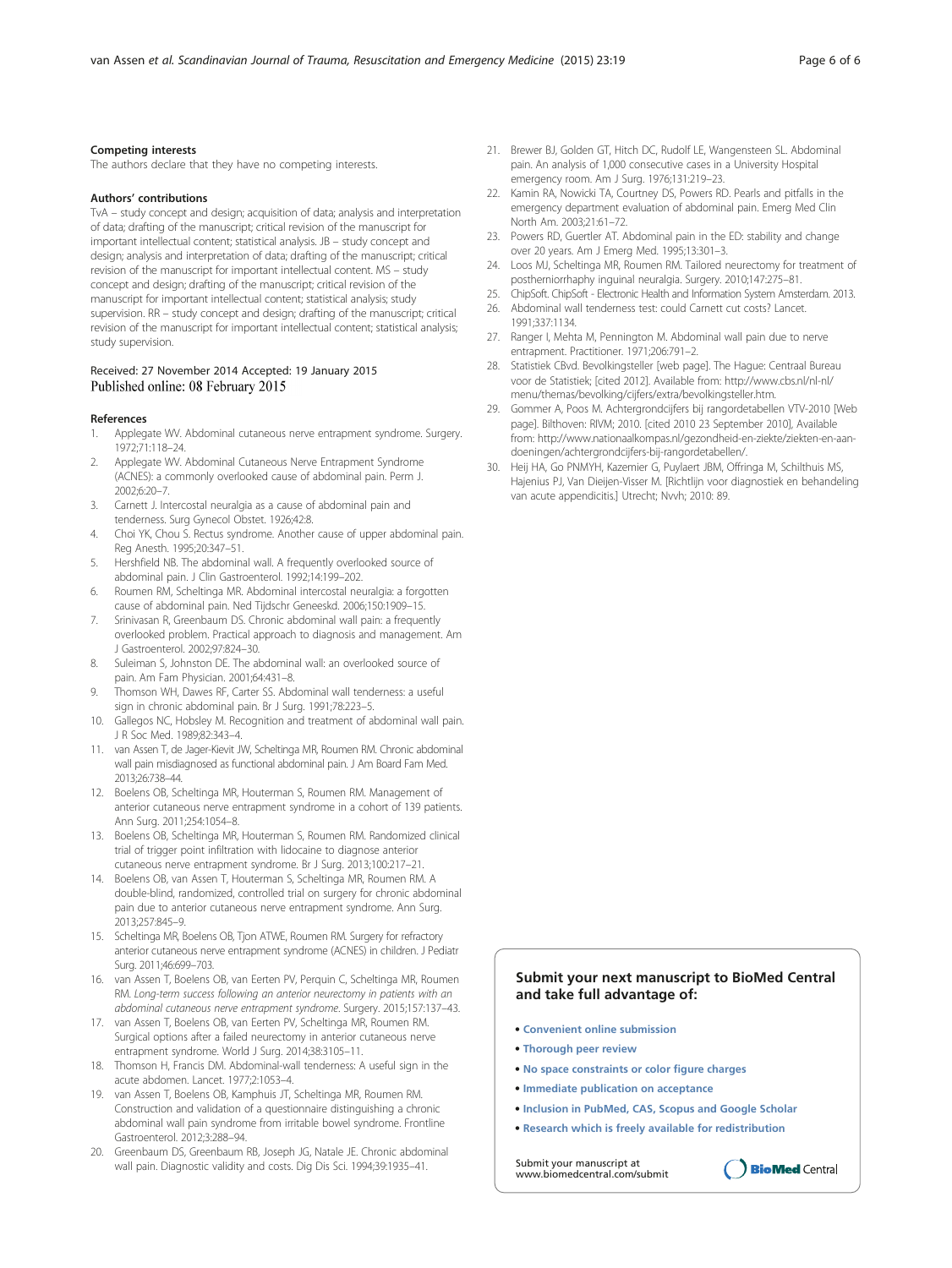### Competing interests

The authors declare that they have no competing interests.

### Authors' contributions

TvA – study concept and design; acquisition of data; analysis and interpretation of data; drafting of the manuscript; critical revision of the manuscript for important intellectual content; statistical analysis. JB – study concept and design; analysis and interpretation of data; drafting of the manuscript; critical revision of the manuscript for important intellectual content. MS – study concept and design; drafting of the manuscript; critical revision of the manuscript for important intellectual content; statistical analysis; study supervision. RR – study concept and design; drafting of the manuscript; critical revision of the manuscript for important intellectual content; statistical analysis; study supervision.

Received: 27 November 2014 Accepted: 19 January 2015
Published online: 08 February 2015

### References

1. Applegate WV. Abdominal cutaneous nerve entrapment syndrome. Surgery. 1972;71:118–24.
2. Applegate WV. Abdominal Cutaneous Nerve Entrapment Syndrome (ACNES): a commonly overlooked cause of abdominal pain. Perm J. 2002;6:20–7.
3. Carnett J. Intercostal neuralgia as a cause of abdominal pain and tenderness. Surg Gynecol Obstet. 1926;42:8.
4. Choi YK, Chou S. Rectus syndrome. Another cause of upper abdominal pain. Reg Anesth. 1995;20:347–51.
5. Hershfield NB. The abdominal wall. A frequently overlooked source of abdominal pain. J Clin Gastroenterol. 1992;14:199–202.
6. Roumen RM, Scheltinga MR. Abdominal intercostal neuralgia: a forgotten cause of abdominal pain. Ned Tijdschr Geneeskd. 2006;150:1909–15.
7. Srinivasan R, Greenbaum DS. Chronic abdominal wall pain: a frequently overlooked problem. Practical approach to diagnosis and management. Am J Gastroenterol. 2002;97:824–30.
8. Suleiman S, Johnston DE. The abdominal wall: an overlooked source of pain. Am Fam Physician. 2001;64:431–8.
9. Thomson WH, Dawes RF, Carter SS. Abdominal wall tenderness: a useful sign in chronic abdominal pain. Br J Surg. 1991;78:223–5.
10. Gallegos NC, Hobsley M. Recognition and treatment of abdominal wall pain. J R Soc Med. 1989;82:343–4.
11. van Assen T, de Jager-Kievit JW, Scheltinga MR, Roumen RM. Chronic abdominal wall pain misdiagnosed as functional abdominal pain. J Am Board Fam Med. 2013;26:738–44.
12. Boelens OB, Scheltinga MR, Houterman S, Roumen RM. Management of anterior cutaneous nerve entrapment syndrome in a cohort of 139 patients. Ann Surg. 2011;254:1054–8.
13. Boelens OB, Scheltinga MR, Houterman S, Roumen RM. Randomized clinical trial of trigger point infiltration with lidocaine to diagnose anterior cutaneous nerve entrapment syndrome. Br J Surg. 2013;100:217–21.
14. Boelens OB, van Assen T, Houterman S, Scheltinga MR, Roumen RM. A double-blind, randomized, controlled trial on surgery for chronic abdominal pain due to anterior cutaneous nerve entrapment syndrome. Ann Surg. 2013;257:845–9.
15. Scheltinga MR, Boelens OB, Tjon ATWE, Roumen RM. Surgery for refractory anterior cutaneous nerve entrapment syndrome (ACNES) in children. J Pediatr Surg. 2011;46:699–703.
16. van Assen T, Boelens OB, van Eerten PV, Perquin C, Scheltinga MR, Roumen RM. *Long-term success following an anterior neurectomy in patients with an abdominal cutaneous nerve entrapment syndrome*. Surgery. 2015;157:137–43.
17. van Assen T, Boelens OB, van Eerten PV, Scheltinga MR, Roumen RM. Surgical options after a failed neurectomy in anterior cutaneous nerve entrapment syndrome. World J Surg. 2014;38:3105–11.
18. Thomson H, Francis DM. Abdominal-wall tenderness: A useful sign in the acute abdomen. Lancet. 1977;2:1053–4.
19. van Assen T, Boelens OB, Kamphuis JT, Scheltinga MR, Roumen RM. Construction and validation of a questionnaire distinguishing a chronic abdominal wall pain syndrome from irritable bowel syndrome. Frontline Gastroenterol. 2012;3:288–94.
20. Greenbaum DS, Greenbaum RB, Joseph JG, Natale JE. Chronic abdominal wall pain. Diagnostic validity and costs. Dig Dis Sci. 1994;39:1935–41.
21. Brewer BJ, Golden GT, Hitch DC, Rudolf LE, Wangensteen SL. Abdominal pain. An analysis of 1,000 consecutive cases in a University Hospital emergency room. Am J Surg. 1976;131:219–23.
22. Kamin RA, Nowicki TA, Courtney DS, Powers RD. Pearls and pitfalls in the emergency department evaluation of abdominal pain. Emerg Med Clin North Am. 2003;21:61–72.
23. Powers RD, Guertler AT. Abdominal pain in the ED: stability and change over 20 years. Am J Emerg Med. 1995;13:301–3.
24. Loos MJ, Scheltinga MR, Roumen RM. Tailored neurectomy for treatment of postherniorrhaphy inguinal neuralgia. Surgery. 2010;147:275–81.
25. ChipSoft. ChipSoft - Electronic Health and Information System Amsterdam. 2013.
26. Abdominal wall tenderness test: could Carnett cut costs? Lancet. 1991;337:1134.
27. Ranger I, Mehta M, Pennington M. Abdominal wall pain due to nerve entrapment. Practitioner. 1971;206:791–2.
28. Statistiek CBvd. Bevolkingsteller [web page]. The Hague: Centraal Bureau voor de Statistiek; [cited 2012]. Available from: http://www.cbs.nl/nl-nl/menu/themas/bevolking/cijfers/extra/bevolkingsteller.htm.
29. Gommer A, Poos M. Achtergrondcijfers bij rangordetabellen VTV-2010 [Web page]. Bilthoven: RIVM; 2010. [cited 2010 23 September 2010], Available from: http://www.nationaalkompas.nl/gezondheid-en-ziekte/ziekten-en-aandoeningen/achtergrondcijfers-bij-rangordetabellen/.
30. Heij HA, Go PNMYH, Kazemier G, Puylaert JBM, Offringa M, Schilthuis MS, Hajenius PJ, Van Dieijen-Visser M. [Richtlijn voor diagnostiek en behandeling van acute appendicitis.] Utrecht; Nvvh; 2010: 89.

**Submit your next manuscript to BioMed Central and take full advantage of:**

- Convenient online submission
- Thorough peer review
- No space constraints or color figure charges
- Immediate publication on acceptance
- Inclusion in PubMed, CAS, Scopus and Google Scholar
- Research which is freely available for redistribution

Submit your manuscript at www.biomedcentral.com/submit

BioMed Central